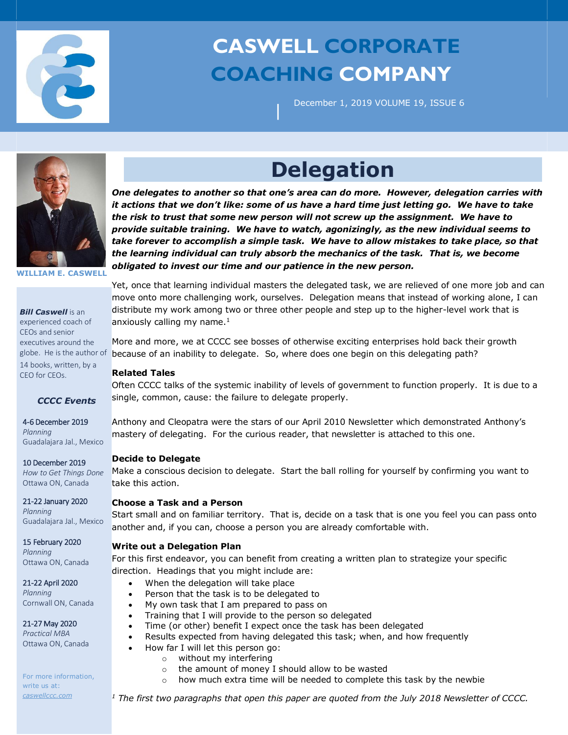# CASWELL CORPORATE COACHING COMPANY

December 1, 2019 VOLUME 19, ISSUE 6

WILLIAM E. CASWELL

***Bill Caswell*** is an experienced coach of CEOs and senior executives around the globe. He is the author of 14 books, written, by a CEO for CEOs.

### *CCCC Events*

4-6 December 2019
*Planning*
Guadalajara Jal., Mexico

10 December 2019
*How to Get Things Done*
Ottawa ON, Canada

21-22 January 2020
*Planning*
Guadalajara Jal., Mexico

15 February 2020
*Planning*
Ottawa ON, Canada

21-22 April 2020
*Planning*
Cornwall ON, Canada

21-27 May 2020
*Practical MBA*
Ottawa ON, Canada

For more information, write us at: *caswellccc.com*

# Delegation

***One delegates to another so that one's area can do more. However, delegation carries with it actions that we don't like: some of us have a hard time just letting go. We have to take the risk to trust that some new person will not screw up the assignment. We have to provide suitable training. We have to watch, agonizingly, as the new individual seems to take forever to accomplish a simple task. We have to allow mistakes to take place, so that the learning individual can truly absorb the mechanics of the task. That is, we become obligated to invest our time and our patience in the new person.***

Yet, once that learning individual masters the delegated task, we are relieved of one more job and can move onto more challenging work, ourselves. Delegation means that instead of working alone, I can distribute my work among two or three other people and step up to the higher-level work that is anxiously calling my name.[1]

More and more, we at CCCC see bosses of otherwise exciting enterprises hold back their growth because of an inability to delegate. So, where does one begin on this delegating path?

**Related Tales**

Often CCCC talks of the systemic inability of levels of government to function properly. It is due to a single, common, cause: the failure to delegate properly.

Anthony and Cleopatra were the stars of our April 2010 Newsletter which demonstrated Anthony's mastery of delegating. For the curious reader, that newsletter is attached to this one.

**Decide to Delegate**

Make a conscious decision to delegate. Start the ball rolling for yourself by confirming you want to take this action.

**Choose a Task and a Person**

Start small and on familiar territory. That is, decide on a task that is one you feel you can pass onto another and, if you can, choose a person you are already comfortable with.

**Write out a Delegation Plan**

For this first endeavor, you can benefit from creating a written plan to strategize your specific direction. Headings that you might include are:

- When the delegation will take place
- Person that the task is to be delegated to
- My own task that I am prepared to pass on
- Training that I will provide to the person so delegated
- Time (or other) benefit I expect once the task has been delegated
- Results expected from having delegated this task; when, and how frequently
- How far I will let this person go:
  - without my interfering
  - the amount of money I should allow to be wasted
  - how much extra time will be needed to complete this task by the newbie

*[1] The first two paragraphs that open this paper are quoted from the July 2018 Newsletter of CCCC.*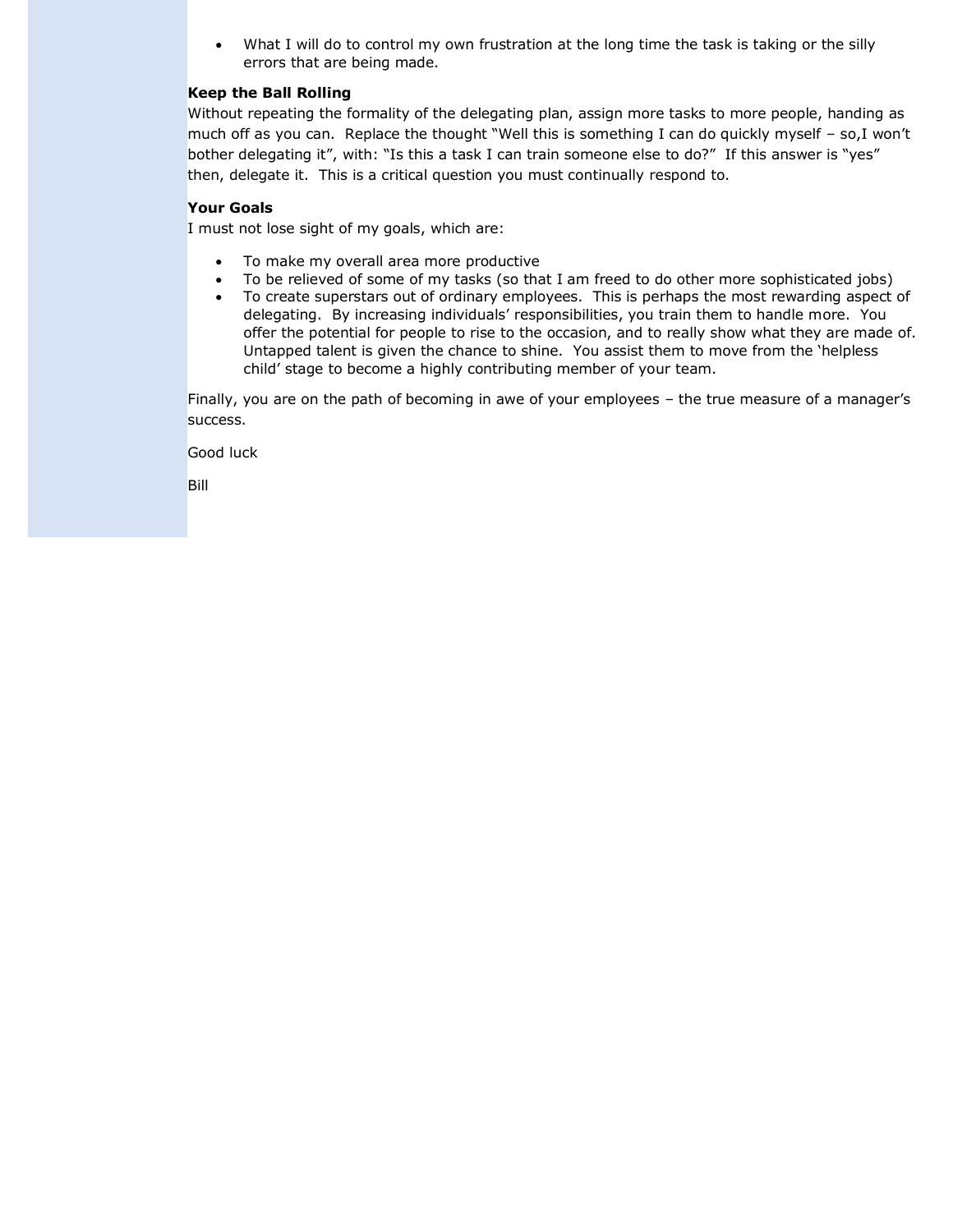- What I will do to control my own frustration at the long time the task is taking or the silly errors that are being made.

**Keep the Ball Rolling**
Without repeating the formality of the delegating plan, assign more tasks to more people, handing as much off as you can. Replace the thought "Well this is something I can do quickly myself – so,I won't bother delegating it", with: "Is this a task I can train someone else to do?" If this answer is "yes" then, delegate it. This is a critical question you must continually respond to.

**Your Goals**
I must not lose sight of my goals, which are:

- To make my overall area more productive
- To be relieved of some of my tasks (so that I am freed to do other more sophisticated jobs)
- To create superstars out of ordinary employees. This is perhaps the most rewarding aspect of delegating. By increasing individuals' responsibilities, you train them to handle more. You offer the potential for people to rise to the occasion, and to really show what they are made of. Untapped talent is given the chance to shine. You assist them to move from the 'helpless child' stage to become a highly contributing member of your team.

Finally, you are on the path of becoming in awe of your employees – the true measure of a manager's success.

Good luck

Bill